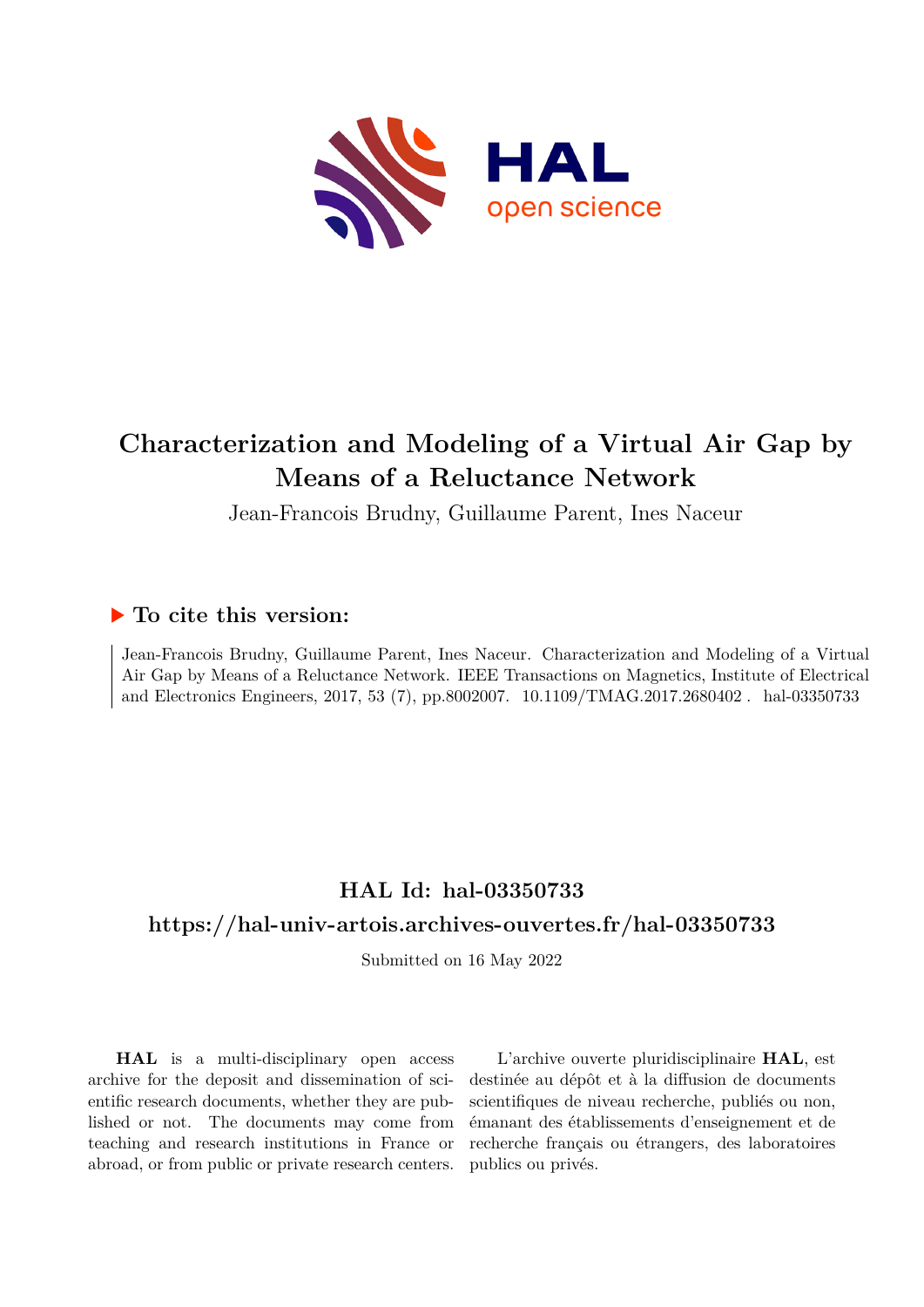# Characterization and Modeling of a Virtual Air Gap by Means of a Reluctance Network

Jean-Francois Brudny, Guillaume Parent, Ines Naceur

## ▶ To cite this version:

Jean-Francois Brudny, Guillaume Parent, Ines Naceur. Characterization and Modeling of a Virtual Air Gap by Means of a Reluctance Network. IEEE Transactions on Magnetics, Institute of Electrical and Electronics Engineers, 2017, 53 (7), pp.8002007. 10.1109/TMAG.2017.2680402 . hal-03350733

## HAL Id: hal-03350733

## https://hal-univ-artois.archives-ouvertes.fr/hal-03350733

Submitted on 16 May 2022

**HAL** is a multi-disciplinary open access archive for the deposit and dissemination of scientific research documents, whether they are published or not. The documents may come from teaching and research institutions in France or abroad, or from public or private research centers.

L'archive ouverte pluridisciplinaire **HAL**, est destinée au dépôt et à la diffusion de documents scientifiques de niveau recherche, publiés ou non, émanant des établissements d'enseignement et de recherche français ou étrangers, des laboratoires publics ou privés.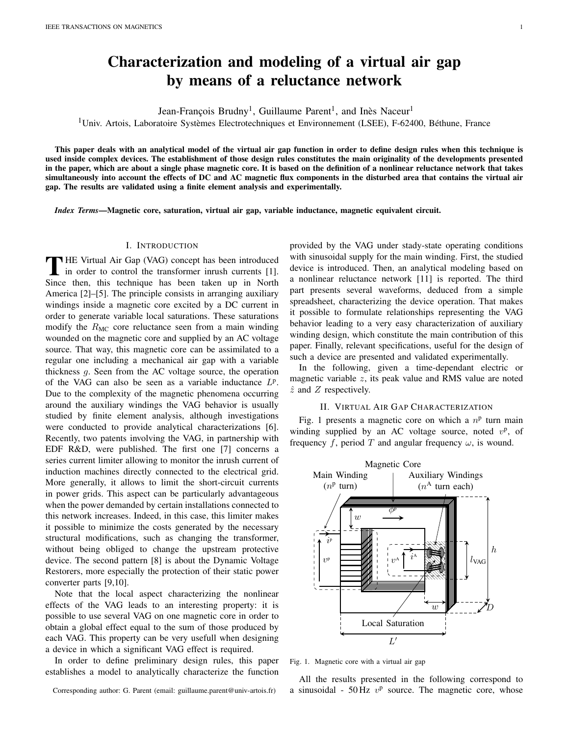# Characterization and modeling of a virtual air gap by means of a reluctance network

Jean-François Brudny[1], Guillaume Parent[1], and Inès Naceur[1]

[1]Univ. Artois, Laboratoire Systèmes Electrotechniques et Environnement (LSEE), F-62400, Béthune, France

**This paper deals with an analytical model of the virtual air gap function in order to define design rules when this technique is used inside complex devices. The establishment of those design rules constitutes the main originality of the developments presented in the paper, which are about a single phase magnetic core. It is based on the definition of a nonlinear reluctance network that takes simultaneously into account the effects of DC and AC magnetic flux components in the disturbed area that contains the virtual air gap. The results are validated using a finite element analysis and experimentally.**

***Index Terms*—Magnetic core, saturation, virtual air gap, variable inductance, magnetic equivalent circuit.**

## I. Introduction

The Virtual Air Gap (VAG) concept has been introduced in order to control the transformer inrush currents [1]. Since then, this technique has been taken up in North America [2]–[5]. The principle consists in arranging auxiliary windings inside a magnetic core excited by a DC current in order to generate variable local saturations. These saturations modify the $R_{\mathrm{MC}}$ core reluctance seen from a main winding wounded on the magnetic core and supplied by an AC voltage source. That way, this magnetic core can be assimilated to a regular one including a mechanical air gap with a variable thickness $g$. Seen from the AC voltage source, the operation of the VAG can also be seen as a variable inductance $L^{\mathrm{p}}$. Due to the complexity of the magnetic phenomena occurring around the auxiliary windings the VAG behavior is usually studied by finite element analysis, although investigations were conducted to provide analytical characterizations [6]. Recently, two patents involving the VAG, in partnership with EDF R&D, were published. The first one [7] concerns a series current limiter allowing to monitor the inrush current of induction machines directly connected to the electrical grid. More generally, it allows to limit the short-circuit currents in power grids. This aspect can be particularly advantageous when the power demanded by certain installations connected to this network increases. Indeed, in this case, this limiter makes it possible to minimize the costs generated by the necessary structural modifications, such as changing the transformer, without being obliged to change the upstream protective device. The second pattern [8] is about the Dynamic Voltage Restorers, more especially the protection of their static power converter parts [9,10].

Note that the local aspect characterizing the nonlinear effects of the VAG leads to an interesting property: it is possible to use several VAG on one magnetic core in order to obtain a global effect equal to the sum of those produced by each VAG. This property can be very usefull when designing a device in which a significant VAG effect is required.

In order to define preliminary design rules, this paper establishes a model to analytically characterize the function provided by the VAG under stady-state operating conditions with sinusoidal supply for the main winding. First, the studied device is introduced. Then, an analytical modeling based on a nonlinear reluctance network [11] is reported. The third part presents several waveforms, deduced from a simple spreadsheet, characterizing the device operation. That makes it possible to formulate relationships representing the VAG behavior leading to a very easy characterization of auxiliary winding design, which constitute the main contribution of this paper. Finally, relevant specifications, useful for the design of such a device are presented and validated experimentally.

In the following, given a time-dependant electric or magnetic variable $z$, its peak value and RMS value are noted $\hat{z}$ and $Z$ respectively.

## II. Virtual Air Gap Characterization

Fig. 1 presents a magnetic core on which a $n^{\mathrm{p}}$ turn main winding supplied by an AC voltage source, noted $v^{\mathrm{p}}$, of frequency $f$, period $T$ and angular frequency $\omega$, is wound.

Fig. 1. Magnetic core with a virtual air gap

All the results presented in the following correspond to a sinusoidal - 50 Hz $v^{\mathrm{p}}$ source. The magnetic core, whose

Corresponding author: G. Parent (email: guillaume.parent@univ-artois.fr)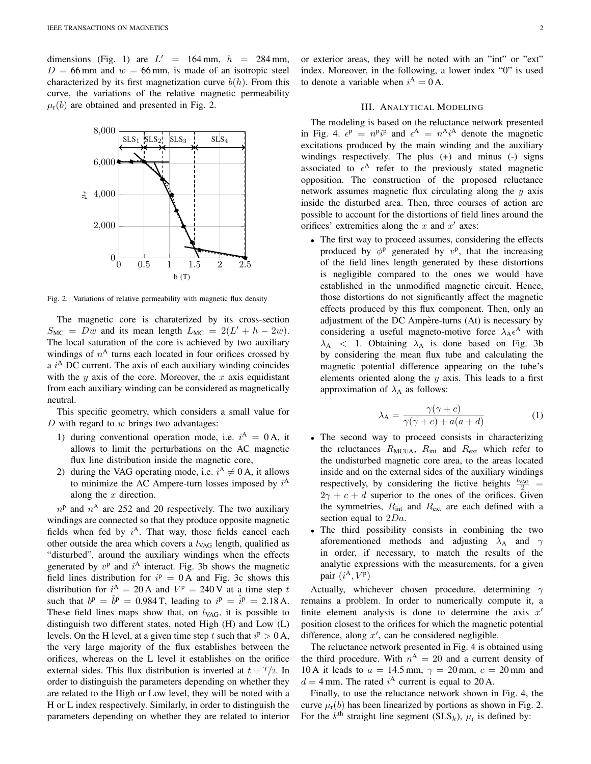dimensions (Fig. 1) are $L' = 164\,\text{mm}$, $h = 284\,\text{mm}$, $D = 66\,\text{mm}$ and $w = 66\,\text{mm}$, is made of an isotropic steel characterized by its first magnetization curve $b(h)$. From this curve, the variations of the relative magnetic permeability $\mu_r(b)$ are obtained and presented in Fig. 2.

Fig. 2. Variations of relative permeability with magnetic flux density

The magnetic core is charaterized by its cross-section $S_{MC} = Dw$ and its mean length $L_{MC} = 2(L' + h - 2w)$. The local saturation of the core is achieved by two auxiliary windings of $n^A$ turns each located in four orifices crossed by a $i^A$ DC current. The axis of each auxiliary winding coincides with the $y$ axis of the core. Moreover, the $x$ axis equidistant from each auxiliary winding can be considered as magnetically neutral.

This specific geometry, which considers a small value for $D$ with regard to $w$ brings two advantages:

1) during conventional operation mode, i.e. $i^A = 0\,\text{A}$, it allows to limit the perturbations on the AC magnetic flux line distribution inside the magnetic core,
2) during the VAG operating mode, i.e. $i^A \neq 0\,\text{A}$, it allows to minimize the AC Ampere-turn losses imposed by $i^A$ along the $x$ direction.

$n^p$ and $n^A$ are 252 and 20 respectively. The two auxiliary windings are connected so that they produce opposite magnetic fields when fed by $i^A$. That way, those fields cancel each other outside the area which covers a $l_{VAG}$ length, qualified as "disturbed", around the auxiliary windings when the effects generated by $v^p$ and $i^A$ interact. Fig. 3b shows the magnetic field lines distribution for $i^p = 0\,\text{A}$ and Fig. 3c shows this distribution for $i^A = 20\,\text{A}$ and $V^p = 240\,\text{V}$ at a time step $t$ such that $b^p = \hat{b}^p = 0.984\,\text{T}$, leading to $i^p = \hat{i}^p = 2.18\,\text{A}$. These field lines maps show that, on $l_{VAG}$, it is possible to distinguish two different states, noted High (H) and Low (L) levels. On the H level, at a given time step $t$ such that $i^p > 0\,\text{A}$, the very large majority of the flux establishes between the orifices, whereas on the L level it establishes on the orifice external sides. This flux distribution is inverted at $t + T/2$. In order to distinguish the parameters depending on whether they are related to the High or Low level, they will be noted with a H or L index respectively. Similarly, in order to distinguish the parameters depending on whether they are related to interior or exterior areas, they will be noted with an "int" or "ext" index. Moreover, in the following, a lower index "0" is used to denote a variable when $i^A = 0\,\text{A}$.

## III. Analytical Modeling

The modeling is based on the reluctance network presented in Fig. 4. $\epsilon^p = n^p i^p$ and $\epsilon^A = n^A i^A$ denote the magnetic excitations produced by the main winding and the auxiliary windings respectively. The plus (+) and minus (-) signs associated to $\epsilon^A$ refer to the previously stated magnetic opposition. The construction of the proposed reluctance network assumes magnetic flux circulating along the $y$ axis inside the disturbed area. Then, three courses of action are possible to account for the distortions of field lines around the orifices' extremities along the $x$ and $x'$ axes:

- The first way to proceed assumes, considering the effects produced by $\phi^p$ generated by $v^p$, that the increasing of the field lines length generated by these distortions is negligible compared to the ones we would have established in the unmodified magnetic circuit. Hence, those distortions do not significantly affect the magnetic effects produced by this flux component. Then, only an adjustment of the DC Ampère-turns (At) is necessary by considering a useful magneto-motive force $\lambda_A \epsilon^A$ with $\lambda_A < 1$. Obtaining $\lambda_A$ is done based on Fig. 3b by considering the mean flux tube and calculating the magnetic potential difference appearing on the tube's elements oriented along the $y$ axis. This leads to a first approximation of $\lambda_A$ as follows:

$$\lambda_A = \frac{\gamma(\gamma + c)}{\gamma(\gamma + c) + a(a + d)} \tag{1}$$

- The second way to proceed consists in characterizing the reluctances $R_{MCUA}$, $R_{int}$ and $R_{ext}$ which refer to the undisturbed magnetic core area, to the areas located inside and on the external sides of the auxiliary windings respectively, by considering the fictive heights $\frac{l_{VAG}}{2} = 2\gamma + c + d$ superior to the ones of the orifices. Given the symmetries, $R_{int}$ and $R_{ext}$ are each defined with a section equal to $2Da$.
- The third possibility consists in combining the two aforementioned methods and adjusting $\lambda_A$ and $\gamma$ in order, if necessary, to match the results of the analytic expressions with the measurements, for a given pair $(i^A, V^p)$

Actually, whichever chosen procedure, determining $\gamma$ remains a problem. In order to numerically compute it, a finite element analysis is done to determine the axis $x'$ position closest to the orifices for which the magnetic potential difference, along $x'$, can be considered negligible.

The reluctance network presented in Fig. 4 is obtained using the third procedure. With $n^A = 20$ and a current density of 10 A it leads to $a = 14.5\,\text{mm}$, $\gamma = 20\,\text{mm}$, $c = 20\,\text{mm}$ and $d = 4\,\text{mm}$. The rated $i^A$ current is equal to 20 A.

Finally, to use the reluctance network shown in Fig. 4, the curve $\mu_r(b)$ has been linearized by portions as shown in Fig. 2. For the $k^{\text{th}}$ straight line segment ($\text{SLS}_k$), $\mu_r$ is defined by: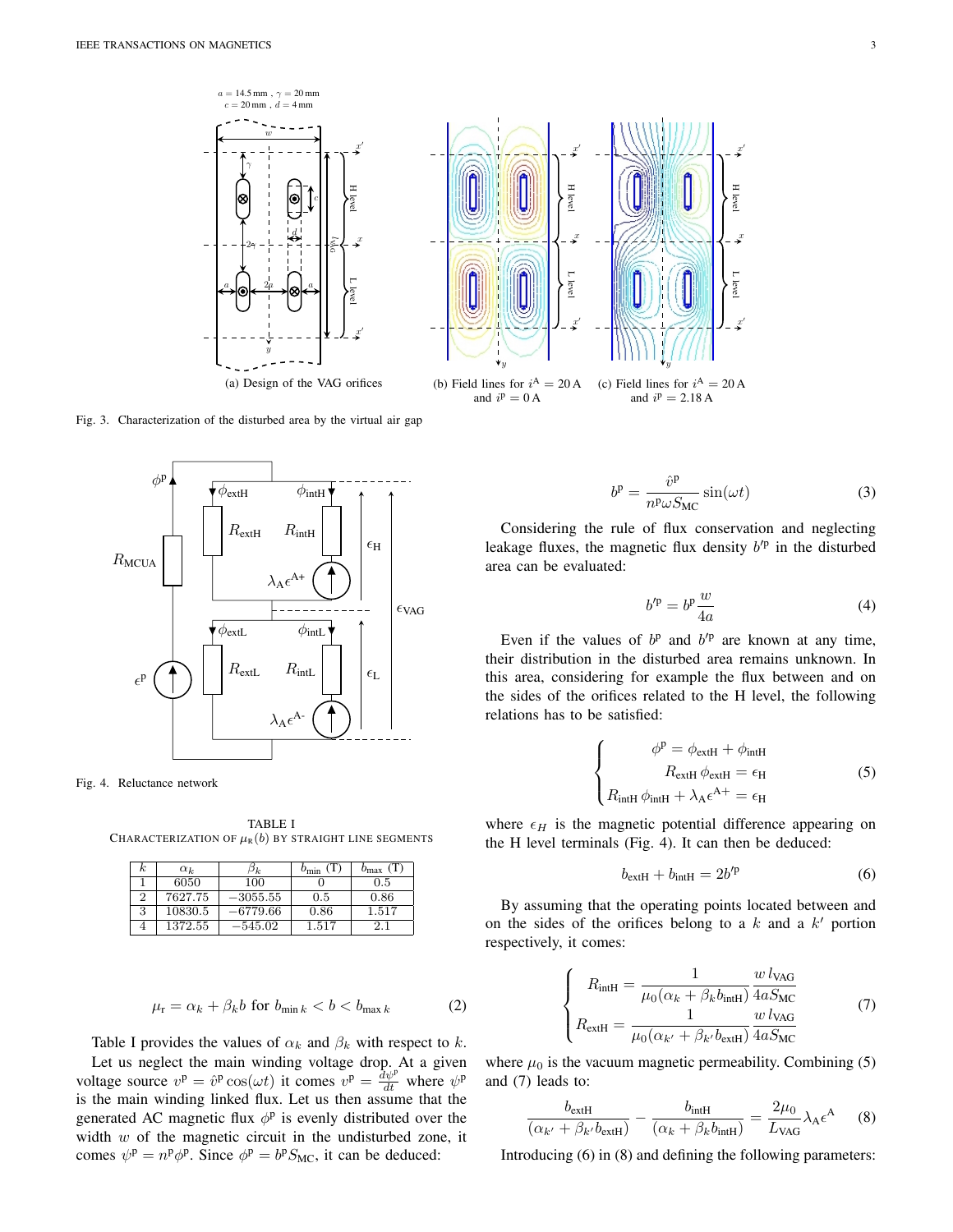(a) Design of the VAG orifices

(b) Field lines for $i^{\mathrm{A}} = 20\,\mathrm{A}$ and $i^{\mathrm{p}} = 0\,\mathrm{A}$

(c) Field lines for $i^{\mathrm{A}} = 20\,\mathrm{A}$ and $i^{\mathrm{p}} = 2.18\,\mathrm{A}$

Fig. 3. Characterization of the disturbed area by the virtual air gap

Fig. 4. Reluctance network

TABLE I
CHARACTERIZATION OF $\mu_{\mathrm{R}}(b)$ BY STRAIGHT LINE SEGMENTS

| $k$ | $\alpha_k$ | $\beta_k$ | $b_{\mathrm{min}}$ (T) | $b_{\mathrm{max}}$ (T) |
|---|---|---|---|---|
| 1 | 6050 | 100 | 0 | 0.5 |
| 2 | 7627.75 | −3055.55 | 0.5 | 0.86 |
| 3 | 10830.5 | −6779.66 | 0.86 | 1.517 |
| 4 | 1372.55 | −545.02 | 1.517 | 2.1 |

$$\mu_{\mathrm{r}} = \alpha_k + \beta_k b \text{ for } b_{\mathrm{min}\,k} < b < b_{\mathrm{max}\,k} \tag{2}$$

Table I provides the values of $\alpha_k$ and $\beta_k$ with respect to $k$.

Let us neglect the main winding voltage drop. At a given voltage source $v^{\mathrm{p}} = \hat{v}^{\mathrm{p}} \cos(\omega t)$ it comes $v^{\mathrm{p}} = \frac{d\psi^{\mathrm{p}}}{dt}$ where $\psi^{\mathrm{p}}$ is the main winding linked flux. Let us then assume that the generated AC magnetic flux $\phi^{\mathrm{p}}$ is evenly distributed over the width $w$ of the magnetic circuit in the undisturbed zone, it comes $\psi^{\mathrm{p}} = n^{\mathrm{p}}\phi^{\mathrm{p}}$. Since $\phi^{\mathrm{p}} = b^{\mathrm{p}} S_{\mathrm{MC}}$, it can be deduced:

$$b^{\mathrm{p}} = \frac{\hat{v}^{\mathrm{p}}}{n^{\mathrm{p}}\omega S_{\mathrm{MC}}} \sin(\omega t) \tag{3}$$

Considering the rule of flux conservation and neglecting leakage fluxes, the magnetic flux density $b'^{\mathrm{p}}$ in the disturbed area can be evaluated:

$$b'^{\mathrm{p}} = b^{\mathrm{p}} \frac{w}{4a} \tag{4}$$

Even if the values of $b^{\mathrm{p}}$ and $b'^{\mathrm{p}}$ are known at any time, their distribution in the disturbed area remains unknown. In this area, considering for example the flux between and on the sides of the orifices related to the H level, the following relations has to be satisfied:

$$\begin{cases} \phi^{\mathrm{p}} = \phi_{\mathrm{extH}} + \phi_{\mathrm{intH}} \\ R_{\mathrm{extH}}\,\phi_{\mathrm{extH}} = \epsilon_{\mathrm{H}} \\ R_{\mathrm{intH}}\,\phi_{\mathrm{intH}} + \lambda_{\mathrm{A}}\epsilon^{\mathrm{A+}} = \epsilon_{\mathrm{H}} \end{cases} \tag{5}$$

where $\epsilon_H$ is the magnetic potential difference appearing on the H level terminals (Fig. 4). It can then be deduced:

$$b_{\mathrm{extH}} + b_{\mathrm{intH}} = 2b'^{\mathrm{p}} \tag{6}$$

By assuming that the operating points located between and on the sides of the orifices belong to a $k$ and a $k'$ portion respectively, it comes:

$$\begin{cases} R_{\mathrm{intH}} = \dfrac{1}{\mu_0(\alpha_k + \beta_k b_{\mathrm{intH}})} \dfrac{w\, l_{\mathrm{VAG}}}{4aS_{\mathrm{MC}}} \\ R_{\mathrm{extH}} = \dfrac{1}{\mu_0(\alpha_{k'} + \beta_{k'} b_{\mathrm{extH}})} \dfrac{w\, l_{\mathrm{VAG}}}{4aS_{\mathrm{MC}}} \end{cases} \tag{7}$$

where $\mu_0$ is the vacuum magnetic permeability. Combining (5) and (7) leads to:

$$\frac{b_{\mathrm{extH}}}{(\alpha_{k'} + \beta_{k'} b_{\mathrm{extH}})} - \frac{b_{\mathrm{intH}}}{(\alpha_k + \beta_k b_{\mathrm{intH}})} = \frac{2\mu_0}{L_{\mathrm{VAG}}} \lambda_{\mathrm{A}}\epsilon^{\mathrm{A}} \tag{8}$$

Introducing (6) in (8) and defining the following parameters: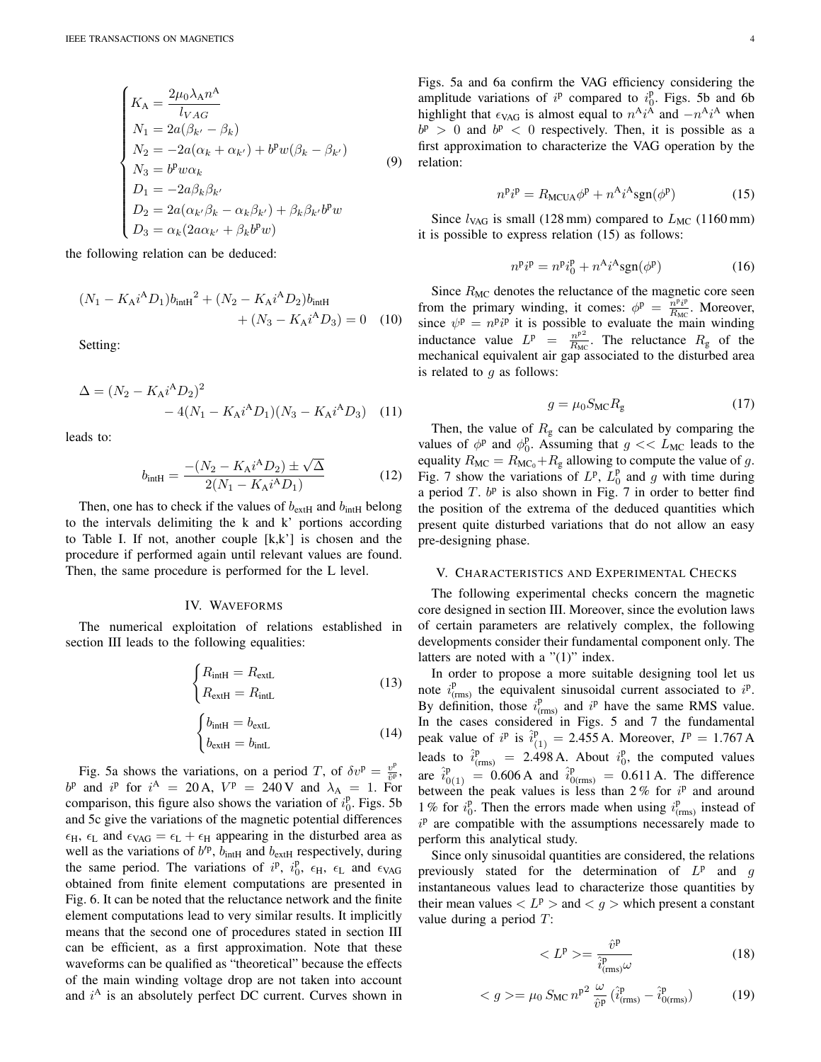$$\begin{cases} K_{\mathrm{A}} = \dfrac{2\mu_0 \lambda_{\mathrm{A}} n^{\mathrm{A}}}{l_{VAG}} \\ N_1 = 2a(\beta_{k'} - \beta_k) \\ N_2 = -2a(\alpha_k + \alpha_{k'}) + b^{\mathrm{p}} w(\beta_k - \beta_{k'}) \\ N_3 = b^{\mathrm{p}} w \alpha_k \\ D_1 = -2a\beta_k\beta_{k'} \\ D_2 = 2a(\alpha_{k'}\beta_k - \alpha_k\beta_{k'}) + \beta_k\beta_{k'} b^{\mathrm{p}} w \\ D_3 = \alpha_k(2a\alpha_{k'} + \beta_k b^{\mathrm{p}} w) \end{cases} \tag{9}$$

the following relation can be deduced:

$$(N_1 - K_{\mathrm{A}} i^{\mathrm{A}} D_1) {b_{\mathrm{intH}}}^2 + (N_2 - K_{\mathrm{A}} i^{\mathrm{A}} D_2) b_{\mathrm{intH}} + (N_3 - K_{\mathrm{A}} i^{\mathrm{A}} D_3) = 0 \tag{10}$$

Setting:

$$\Delta = (N_2 - K_{\mathrm{A}} i^{\mathrm{A}} D_2)^2 - 4(N_1 - K_{\mathrm{A}} i^{\mathrm{A}} D_1)(N_3 - K_{\mathrm{A}} i^{\mathrm{A}} D_3) \tag{11}$$

leads to:

$$b_{\mathrm{intH}} = \frac{-(N_2 - K_{\mathrm{A}} i^{\mathrm{A}} D_2) \pm \sqrt{\Delta}}{2(N_1 - K_{\mathrm{A}} i^{\mathrm{A}} D_1)} \tag{12}$$

Then, one has to check if the values of $b_{\mathrm{extH}}$ and $b_{\mathrm{intH}}$ belong to the intervals delimiting the k and k' portions according to Table I. If not, another couple [k,k'] is chosen and the procedure if performed again until relevant values are found. Then, the same procedure is performed for the L level.

## IV. Waveforms

The numerical exploitation of relations established in section III leads to the following equalities:

$$\begin{cases} R_{\mathrm{intH}} = R_{\mathrm{extL}} \\ R_{\mathrm{extH}} = R_{\mathrm{intL}} \end{cases} \tag{13}$$

$$\begin{cases} b_{\mathrm{intH}} = b_{\mathrm{extL}} \\ b_{\mathrm{extH}} = b_{\mathrm{intL}} \end{cases} \tag{14}$$

Fig. 5a shows the variations, on a period $T$, of $\delta v^{\mathrm{p}} = \frac{v^{\mathrm{p}}}{\hat{v}^{\mathrm{p}}}$, $b^{\mathrm{p}}$ and $i^{\mathrm{p}}$ for $i^{\mathrm{A}} = 20\,\mathrm{A}$, $V^{\mathrm{p}} = 240\,\mathrm{V}$ and $\lambda_{\mathrm{A}} = 1$. For comparison, this figure also shows the variation of $i_0^{\mathrm{p}}$. Figs. 5b and 5c give the variations of the magnetic potential differences $\epsilon_{\mathrm{H}}$, $\epsilon_{\mathrm{L}}$ and $\epsilon_{\mathrm{VAG}} = \epsilon_{\mathrm{L}} + \epsilon_{\mathrm{H}}$ appearing in the disturbed area as well as the variations of $b'^{\mathrm{p}}$, $b_{\mathrm{intH}}$ and $b_{\mathrm{extH}}$ respectively, during the same period. The variations of $i^{\mathrm{p}}$, $i_0^{\mathrm{p}}$, $\epsilon_{\mathrm{H}}$, $\epsilon_{\mathrm{L}}$ and $\epsilon_{\mathrm{VAG}}$ obtained from finite element computations are presented in Fig. 6. It can be noted that the reluctance network and the finite element computations lead to very similar results. It implicitly means that the second one of procedures stated in section III can be efficient, as a first approximation. Note that these waveforms can be qualified as "theoretical" because the effects of the main winding voltage drop are not taken into account and $i^{\mathrm{A}}$ is an absolutely perfect DC current. Curves shown in Figs. 5a and 6a confirm the VAG efficiency considering the amplitude variations of $i^{\mathrm{p}}$ compared to $i_0^{\mathrm{p}}$. Figs. 5b and 6b highlight that $\epsilon_{\mathrm{VAG}}$ is almost equal to $n^{\mathrm{A}} i^{\mathrm{A}}$ and $-n^{\mathrm{A}} i^{\mathrm{A}}$ when $b^{\mathrm{p}} > 0$ and $b^{\mathrm{p}} < 0$ respectively. Then, it is possible as a first approximation to characterize the VAG operation by the relation:

$$n^{\mathrm{p}} i^{\mathrm{p}} = R_{\mathrm{MCUA}} \phi^{\mathrm{p}} + n^{\mathrm{A}} i^{\mathrm{A}} \mathrm{sgn}(\phi^{\mathrm{p}}) \tag{15}$$

Since $l_{\mathrm{VAG}}$ is small (128 mm) compared to $L_{\mathrm{MC}}$ (1160 mm) it is possible to express relation (15) as follows:

$$n^{\mathrm{p}} i^{\mathrm{p}} = n^{\mathrm{p}} i_0^{\mathrm{p}} + n^{\mathrm{A}} i^{\mathrm{A}} \mathrm{sgn}(\phi^{\mathrm{p}}) \tag{16}$$

Since $R_{\mathrm{MC}}$ denotes the reluctance of the magnetic core seen from the primary winding, it comes: $\phi^{\mathrm{p}} = \frac{n^{\mathrm{p}} i^{\mathrm{p}}}{R_{\mathrm{MC}}}$. Moreover, since $\psi^{\mathrm{p}} = n^{\mathrm{p}} i^{\mathrm{p}}$ it is possible to evaluate the main winding inductance value $L^{\mathrm{p}} = \frac{n^{\mathrm{p}2}}{R_{\mathrm{MC}}}$. The reluctance $R_{\mathrm{g}}$ of the mechanical equivalent air gap associated to the disturbed area is related to $g$ as follows:

$$g = \mu_0 S_{\mathrm{MC}} R_{\mathrm{g}} \tag{17}$$

Then, the value of $R_{\mathrm{g}}$ can be calculated by comparing the values of $\phi^{\mathrm{p}}$ and $\phi_0^{\mathrm{p}}$. Assuming that $g << L_{\mathrm{MC}}$ leads to the equality $R_{\mathrm{MC}} = R_{\mathrm{MC}_0} + R_{\mathrm{g}}$ allowing to compute the value of $g$. Fig. 7 show the variations of $L^{\mathrm{p}}$, $L_0^{\mathrm{p}}$ and $g$ with time during a period $T$. $b^{\mathrm{p}}$ is also shown in Fig. 7 in order to better find the position of the extrema of the deduced quantities which present quite disturbed variations that do not allow an easy pre-designing phase.

## V. Characteristics and Experimental Checks

The following experimental checks concern the magnetic core designed in section III. Moreover, since the evolution laws of certain parameters are relatively complex, the following developments consider their fundamental component only. The latters are noted with a "(1)" index.

In order to propose a more suitable designing tool let us note $i^{\mathrm{p}}_{(\mathrm{rms})}$ the equivalent sinusoidal current associated to $i^{\mathrm{p}}$. By definition, those $i^{\mathrm{p}}_{(\mathrm{rms})}$ and $i^{\mathrm{p}}$ have the same RMS value. In the cases considered in Figs. 5 and 7 the fundamental peak value of $i^{\mathrm{p}}$ is $\hat{i}^{\mathrm{p}}_{(1)} = 2.455\,\mathrm{A}$. Moreover, $I^{\mathrm{p}} = 1.767\,\mathrm{A}$ leads to $\hat{i}^{\mathrm{p}}_{(\mathrm{rms})} = 2.498\,\mathrm{A}$. About $i_0^{\mathrm{p}}$, the computed values are $\hat{i}^{\mathrm{p}}_{0(1)} = 0.606\,\mathrm{A}$ and $\hat{i}^{\mathrm{p}}_{0(\mathrm{rms})} = 0.611\,\mathrm{A}$. The difference between the peak values is less than 2 % for $i^{\mathrm{p}}$ and around 1 % for $i_0^{\mathrm{p}}$. Then the errors made when using $i^{\mathrm{p}}_{(\mathrm{rms})}$ instead of $i^{\mathrm{p}}$ are compatible with the assumptions necessarely made to perform this analytical study.

Since only sinusoidal quantities are considered, the relations previously stated for the determination of $L^{\mathrm{p}}$ and $g$ instantaneous values lead to characterize those quantities by their mean values $< L^{\mathrm{p}} >$ and $< g >$ which present a constant value during a period $T$:

$$< L^{\mathrm{p}} >= \frac{\hat{v}^{\mathrm{p}}}{\hat{i}^{\mathrm{p}}_{(\mathrm{rms})}\omega} \tag{18}$$

$$< g >= \mu_0\, S_{\mathrm{MC}}\, n^{\mathrm{p}2}\, \frac{\omega}{\hat{v}^{\mathrm{p}}} \left(\hat{i}^{\mathrm{p}}_{(\mathrm{rms})} - \hat{i}^{\mathrm{p}}_{0(\mathrm{rms})}\right) \tag{19}$$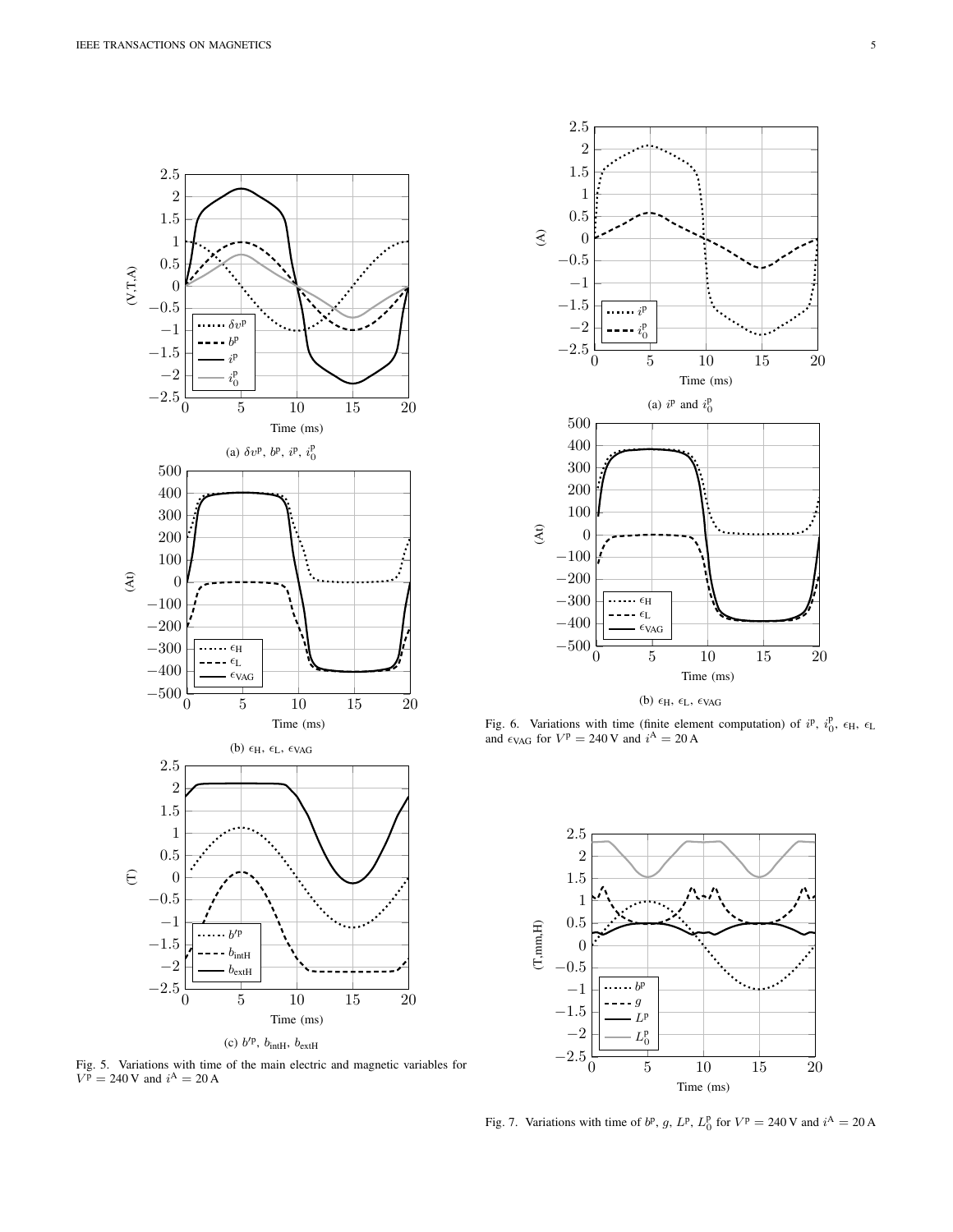(a) $\delta v^{\mathrm{p}}$, $b^{\mathrm{p}}$, $i^{\mathrm{p}}$, $i_0^{\mathrm{p}}$

(b) $\epsilon_{\mathrm{H}}$, $\epsilon_{\mathrm{L}}$, $\epsilon_{\mathrm{VAG}}$

(c) $b'^{\mathrm{p}}$, $b_{\mathrm{intH}}$, $b_{\mathrm{extH}}$

Fig. 5. Variations with time of the main electric and magnetic variables for $V^{\mathrm{p}} = 240\,\mathrm{V}$ and $i^{\mathrm{A}} = 20\,\mathrm{A}$

(a) $i^{\mathrm{p}}$ and $i_0^{\mathrm{p}}$

(b) $\epsilon_{\mathrm{H}}$, $\epsilon_{\mathrm{L}}$, $\epsilon_{\mathrm{VAG}}$

Fig. 6. Variations with time (finite element computation) of $i^{\mathrm{p}}$, $i_0^{\mathrm{p}}$, $\epsilon_{\mathrm{H}}$, $\epsilon_{\mathrm{L}}$ and $\epsilon_{\mathrm{VAG}}$ for $V^{\mathrm{p}} = 240\,\mathrm{V}$ and $i^{\mathrm{A}} = 20\,\mathrm{A}$

Fig. 7. Variations with time of $b^{\mathrm{p}}$, $g$, $L^{\mathrm{p}}$, $L_0^{\mathrm{p}}$ for $V^{\mathrm{p}} = 240\,\mathrm{V}$ and $i^{\mathrm{A}} = 20\,\mathrm{A}$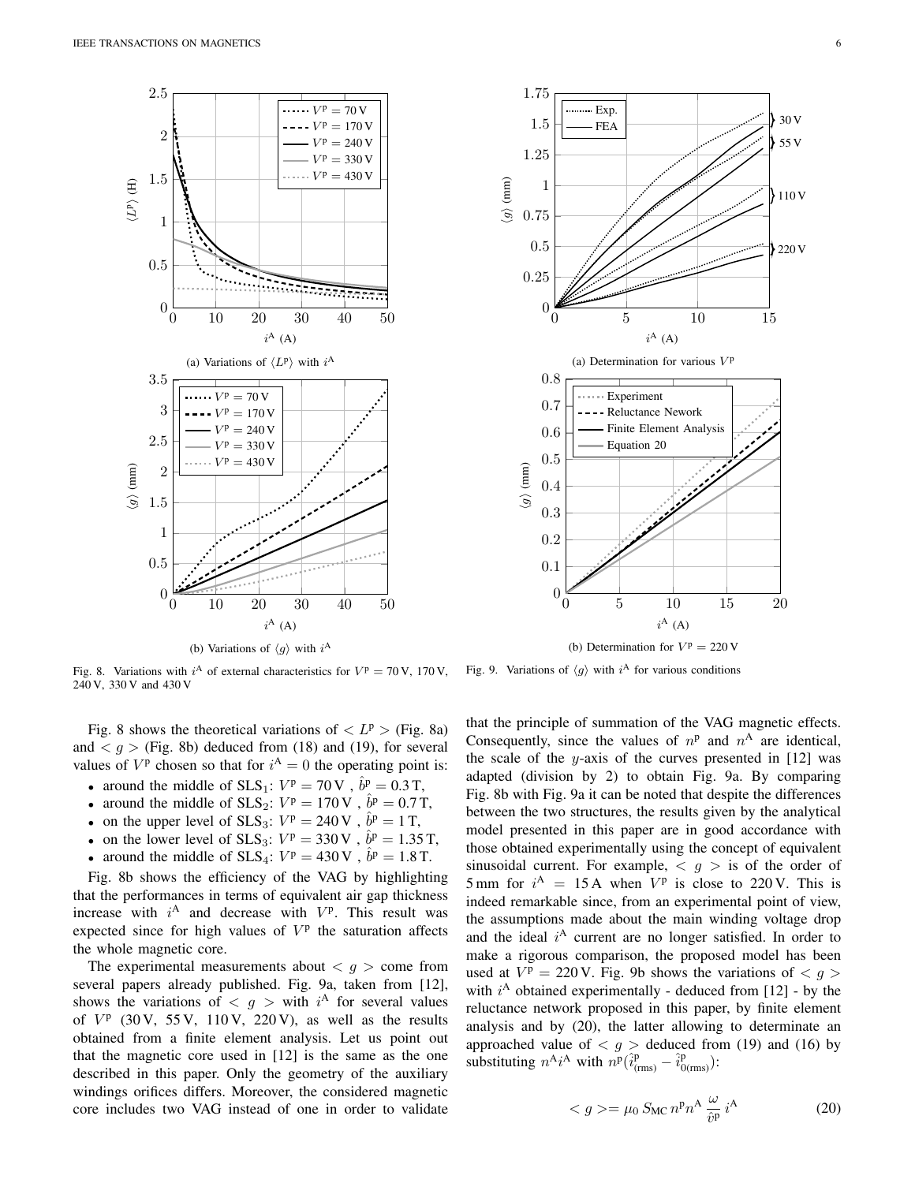(a) Variations of $\langle L^{\mathrm{p}} \rangle$ with $i^{\mathrm{A}}$

(b) Variations of $\langle g \rangle$ with $i^{\mathrm{A}}$

Fig. 8. Variations with $i^{\mathrm{A}}$ of external characteristics for $V^{\mathrm{p}} = 70\,\mathrm{V}$, $170\,\mathrm{V}$, $240\,\mathrm{V}$, $330\,\mathrm{V}$ and $430\,\mathrm{V}$

(a) Determination for various $V^{\mathrm{p}}$

(b) Determination for $V^{\mathrm{p}} = 220\,\mathrm{V}$

Fig. 9. Variations of $\langle g \rangle$ with $i^{\mathrm{A}}$ for various conditions

Fig. 8 shows the theoretical variations of $< L^{\mathrm{p}} >$ (Fig. 8a) and $< g >$ (Fig. 8b) deduced from (18) and (19), for several values of $V^{\mathrm{p}}$ chosen so that for $i^{\mathrm{A}} = 0$ the operating point is:

- around the middle of $\mathrm{SLS}_1$: $V^{\mathrm{p}} = 70\,\mathrm{V}$ , $\hat{b}^{\mathrm{p}} = 0.3\,\mathrm{T}$,
- around the middle of $\mathrm{SLS}_2$: $V^{\mathrm{p}} = 170\,\mathrm{V}$ , $\hat{b}^{\mathrm{p}} = 0.7\,\mathrm{T}$,
- on the upper level of $\mathrm{SLS}_3$: $V^{\mathrm{p}} = 240\,\mathrm{V}$ , $\hat{b}^{\mathrm{p}} = 1\,\mathrm{T}$,
- on the lower level of $\mathrm{SLS}_3$: $V^{\mathrm{p}} = 330\,\mathrm{V}$ , $\hat{b}^{\mathrm{p}} = 1.35\,\mathrm{T}$,
- around the middle of $\mathrm{SLS}_4$: $V^{\mathrm{p}} = 430\,\mathrm{V}$ , $\hat{b}^{\mathrm{p}} = 1.8\,\mathrm{T}$.

Fig. 8b shows the efficiency of the VAG by highlighting that the performances in terms of equivalent air gap thickness increase with $i^{\mathrm{A}}$ and decrease with $V^{\mathrm{p}}$. This result was expected since for high values of $V^{\mathrm{p}}$ the saturation affects the whole magnetic core.

The experimental measurements about $< g >$ come from several papers already published. Fig. 9a, taken from [12], shows the variations of $< g >$ with $i^{\mathrm{A}}$ for several values of $V^{\mathrm{p}}$ (30 V, 55 V, 110 V, 220 V), as well as the results obtained from a finite element analysis. Let us point out that the magnetic core used in [12] is the same as the one described in this paper. Only the geometry of the auxiliary windings orifices differs. Moreover, the considered magnetic core includes two VAG instead of one in order to validate that the principle of summation of the VAG magnetic effects. Consequently, since the values of $n^{\mathrm{p}}$ and $n^{\mathrm{A}}$ are identical, the scale of the $y$-axis of the curves presented in [12] was adapted (division by 2) to obtain Fig. 9a. By comparing Fig. 8b with Fig. 9a it can be noted that despite the differences between the two structures, the results given by the analytical model presented in this paper are in good accordance with those obtained experimentally using the concept of equivalent sinusoidal current. For example, $< g >$ is of the order of 5 mm for $i^{\mathrm{A}} = 15\,\mathrm{A}$ when $V^{\mathrm{p}}$ is close to 220 V. This is indeed remarkable since, from an experimental point of view, the assumptions made about the main winding voltage drop and the ideal $i^{\mathrm{A}}$ current are no longer satisfied. In order to make a rigorous comparison, the proposed model has been used at $V^{\mathrm{p}} = 220\,\mathrm{V}$. Fig. 9b shows the variations of $< g >$ with $i^{\mathrm{A}}$ obtained experimentally - deduced from [12] - by the reluctance network proposed in this paper, by finite element analysis and by (20), the latter allowing to determinate an approached value of $< g >$ deduced from (19) and (16) by substituting $n^{\mathrm{A}} i^{\mathrm{A}}$ with $n^{\mathrm{p}}(\hat{i}^{\mathrm{p}}_{(\mathrm{rms})} - \hat{i}^{\mathrm{p}}_{0(\mathrm{rms})})$:

$$< g > = \mu_0 \, S_{\mathrm{MC}} \, n^{\mathrm{p}} n^{\mathrm{A}} \, \frac{\omega}{\hat{v}^{\mathrm{p}}} \, i^{\mathrm{A}} \tag{20}$$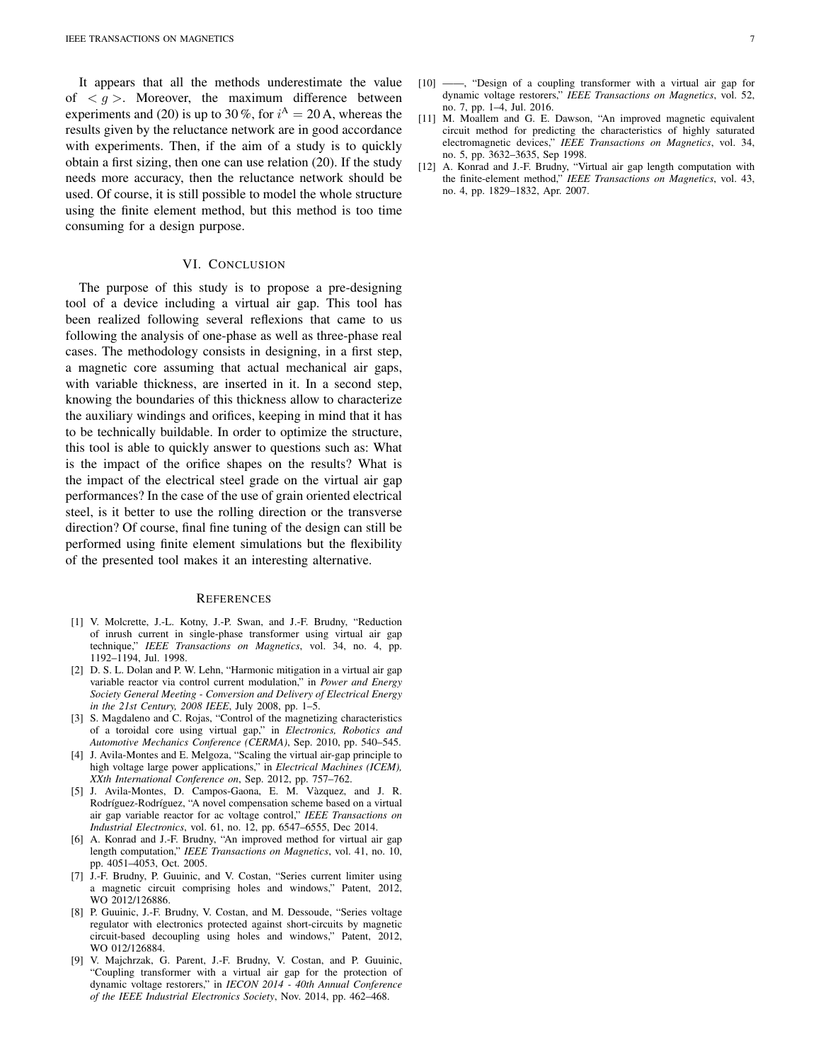It appears that all the methods underestimate the value of $< g >$. Moreover, the maximum difference between experiments and (20) is up to 30 %, for $i^{\mathrm{A}} = 20$ A, whereas the results given by the reluctance network are in good accordance with experiments. Then, if the aim of a study is to quickly obtain a first sizing, then one can use relation (20). If the study needs more accuracy, then the reluctance network should be used. Of course, it is still possible to model the whole structure using the finite element method, but this method is too time consuming for a design purpose.

## VI. Conclusion

The purpose of this study is to propose a pre-designing tool of a device including a virtual air gap. This tool has been realized following several reflexions that came to us following the analysis of one-phase as well as three-phase real cases. The methodology consists in designing, in a first step, a magnetic core assuming that actual mechanical air gaps, with variable thickness, are inserted in it. In a second step, knowing the boundaries of this thickness allow to characterize the auxiliary windings and orifices, keeping in mind that it has to be technically buildable. In order to optimize the structure, this tool is able to quickly answer to questions such as: What is the impact of the orifice shapes on the results? What is the impact of the electrical steel grade on the virtual air gap performances? In the case of the use of grain oriented electrical steel, is it better to use the rolling direction or the transverse direction? Of course, final fine tuning of the design can still be performed using finite element simulations but the flexibility of the presented tool makes it an interesting alternative.

## References

[1] V. Molcrette, J.-L. Kotny, J.-P. Swan, and J.-F. Brudny, "Reduction of inrush current in single-phase transformer using virtual air gap technique," *IEEE Transactions on Magnetics*, vol. 34, no. 4, pp. 1192–1194, Jul. 1998.

[2] D. S. L. Dolan and P. W. Lehn, "Harmonic mitigation in a virtual air gap variable reactor via control current modulation," in *Power and Energy Society General Meeting - Conversion and Delivery of Electrical Energy in the 21st Century, 2008 IEEE*, July 2008, pp. 1–5.

[3] S. Magdaleno and C. Rojas, "Control of the magnetizing characteristics of a toroidal core using virtual gap," in *Electronics, Robotics and Automotive Mechanics Conference (CERMA)*, Sep. 2010, pp. 540–545.

[4] J. Avila-Montes and E. Melgoza, "Scaling the virtual air-gap principle to high voltage large power applications," in *Electrical Machines (ICEM), XXth International Conference on*, Sep. 2012, pp. 757–762.

[5] J. Avila-Montes, D. Campos-Gaona, E. M. Vàzquez, and J. R. Rodríguez-Rodríguez, "A novel compensation scheme based on a virtual air gap variable reactor for ac voltage control," *IEEE Transactions on Industrial Electronics*, vol. 61, no. 12, pp. 6547–6555, Dec 2014.

[6] A. Konrad and J.-F. Brudny, "An improved method for virtual air gap length computation," *IEEE Transactions on Magnetics*, vol. 41, no. 10, pp. 4051–4053, Oct. 2005.

[7] J.-F. Brudny, P. Guuinic, and V. Costan, "Series current limiter using a magnetic circuit comprising holes and windows," Patent, 2012, WO 2012/126886.

[8] P. Guuinic, J.-F. Brudny, V. Costan, and M. Dessoude, "Series voltage regulator with electronics protected against short-circuits by magnetic circuit-based decoupling using holes and windows," Patent, 2012, WO 012/126884.

[9] V. Majchrzak, G. Parent, J.-F. Brudny, V. Costan, and P. Guuinic, "Coupling transformer with a virtual air gap for the protection of dynamic voltage restorers," in *IECON 2014 - 40th Annual Conference of the IEEE Industrial Electronics Society*, Nov. 2014, pp. 462–468.

[10] ——, "Design of a coupling transformer with a virtual air gap for dynamic voltage restorers," *IEEE Transactions on Magnetics*, vol. 52, no. 7, pp. 1–4, Jul. 2016.

[11] M. Moallem and G. E. Dawson, "An improved magnetic equivalent circuit method for predicting the characteristics of highly saturated electromagnetic devices," *IEEE Transactions on Magnetics*, vol. 34, no. 5, pp. 3632–3635, Sep 1998.

[12] A. Konrad and J.-F. Brudny, "Virtual air gap length computation with the finite-element method," *IEEE Transactions on Magnetics*, vol. 43, no. 4, pp. 1829–1832, Apr. 2007.